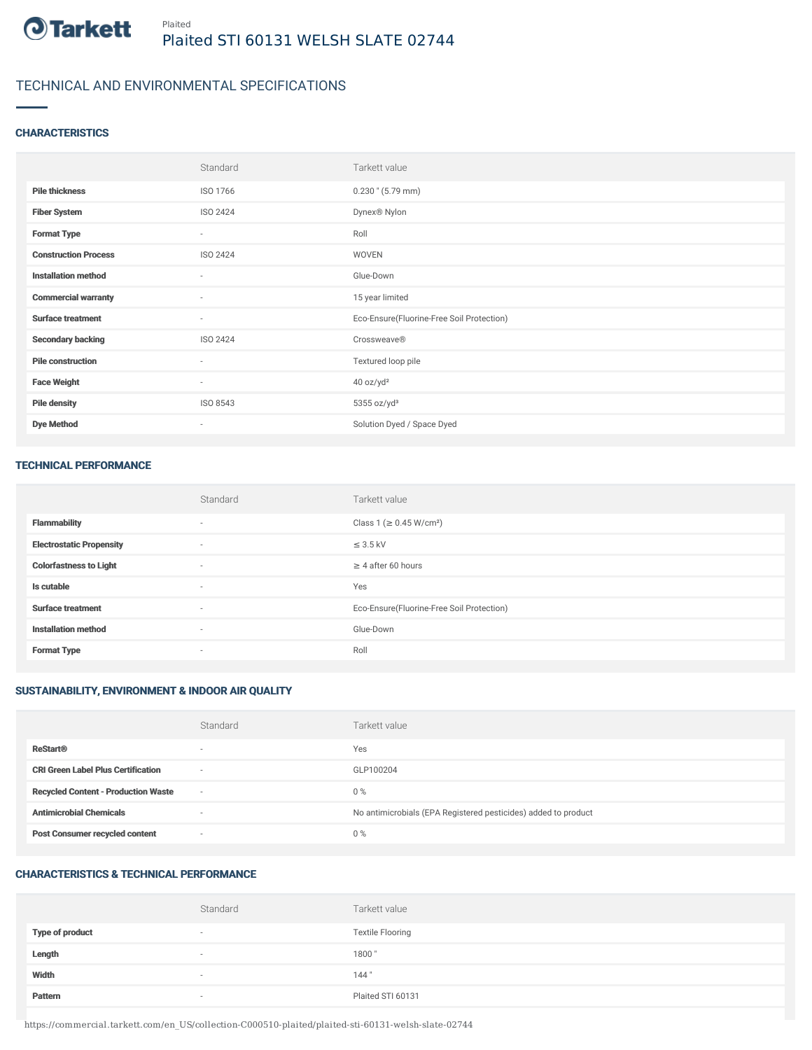Plaited

# Plaited STI 60131 WELSH SLATE 02744

## TECHNICAL AND ENVIRONMENTAL SPECIFICATIONS

### CHARACTERISTICS

| | Standard | Tarkett value |
|---|---|---|
| **Pile thickness** | ISO 1766 | 0.230 " (5.79 mm) |
| **Fiber System** | ISO 2424 | Dynex® Nylon |
| **Format Type** | - | Roll |
| **Construction Process** | ISO 2424 | WOVEN |
| **Installation method** | - | Glue-Down |
| **Commercial warranty** | - | 15 year limited |
| **Surface treatment** | - | Eco-Ensure(Fluorine-Free Soil Protection) |
| **Secondary backing** | ISO 2424 | Crossweave® |
| **Pile construction** | - | Textured loop pile |
| **Face Weight** | - | 40 oz/yd² |
| **Pile density** | ISO 8543 | 5355 oz/yd³ |
| **Dye Method** | - | Solution Dyed / Space Dyed |

### TECHNICAL PERFORMANCE

| | Standard | Tarkett value |
|---|---|---|
| **Flammability** | - | Class 1 (≥ 0.45 W/cm²) |
| **Electrostatic Propensity** | - | ≤ 3.5 kV |
| **Colorfastness to Light** | - | ≥ 4 after 60 hours |
| **Is cutable** | - | Yes |
| **Surface treatment** | - | Eco-Ensure(Fluorine-Free Soil Protection) |
| **Installation method** | - | Glue-Down |
| **Format Type** | - | Roll |

### SUSTAINABILITY, ENVIRONMENT & INDOOR AIR QUALITY

| | Standard | Tarkett value |
|---|---|---|
| **ReStart®** | - | Yes |
| **CRI Green Label Plus Certification** | - | GLP100204 |
| **Recycled Content - Production Waste** | - | 0 % |
| **Antimicrobial Chemicals** | - | No antimicrobials (EPA Registered pesticides) added to product |
| **Post Consumer recycled content** | - | 0 % |

### CHARACTERISTICS & TECHNICAL PERFORMANCE

| | Standard | Tarkett value |
|---|---|---|
| **Type of product** | - | Textile Flooring |
| **Length** | - | 1800 " |
| **Width** | - | 144 " |
| **Pattern** | - | Plaited STI 60131 |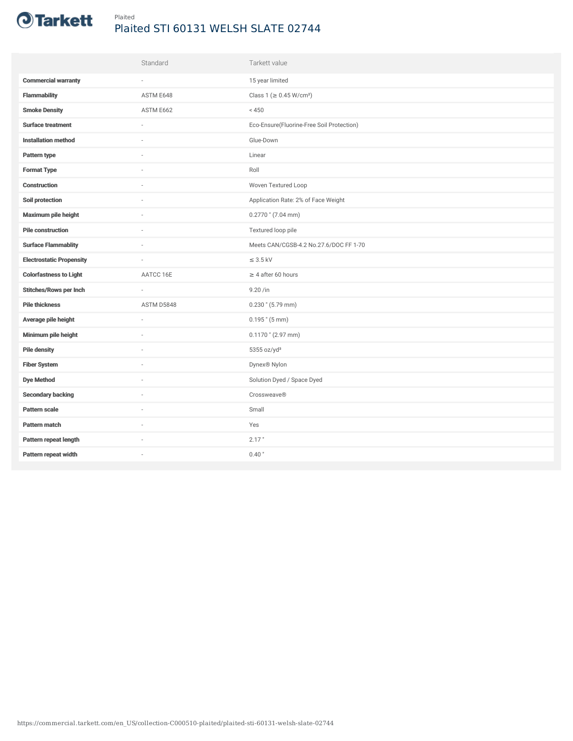Plaited

# Plaited STI 60131 WELSH SLATE 02744

| | Standard | Tarkett value |
|---|---|---|
| **Commercial warranty** | - | 15 year limited |
| **Flammability** | ASTM E648 | Class 1 (≥ 0.45 W/cm²) |
| **Smoke Density** | ASTM E662 | < 450 |
| **Surface treatment** | - | Eco-Ensure(Fluorine-Free Soil Protection) |
| **Installation method** | - | Glue-Down |
| **Pattern type** | - | Linear |
| **Format Type** | - | Roll |
| **Construction** | - | Woven Textured Loop |
| **Soil protection** | - | Application Rate: 2% of Face Weight |
| **Maximum pile height** | - | 0.2770 " (7.04 mm) |
| **Pile construction** | - | Textured loop pile |
| **Surface Flammablity** | - | Meets CAN/CGSB-4.2 No.27.6/DOC FF 1-70 |
| **Electrostatic Propensity** | - | ≤ 3.5 kV |
| **Colorfastness to Light** | AATCC 16E | ≥ 4 after 60 hours |
| **Stitches/Rows per Inch** | - | 9.20 /in |
| **Pile thickness** | ASTM D5848 | 0.230 " (5.79 mm) |
| **Average pile height** | - | 0.195 " (5 mm) |
| **Minimum pile height** | - | 0.1170 " (2.97 mm) |
| **Pile density** | - | 5355 oz/yd³ |
| **Fiber System** | - | Dynex® Nylon |
| **Dye Method** | - | Solution Dyed / Space Dyed |
| **Secondary backing** | - | Crossweave® |
| **Pattern scale** | - | Small |
| **Pattern match** | - | Yes |
| **Pattern repeat length** | - | 2.17 " |
| **Pattern repeat width** | - | 0.40 " |